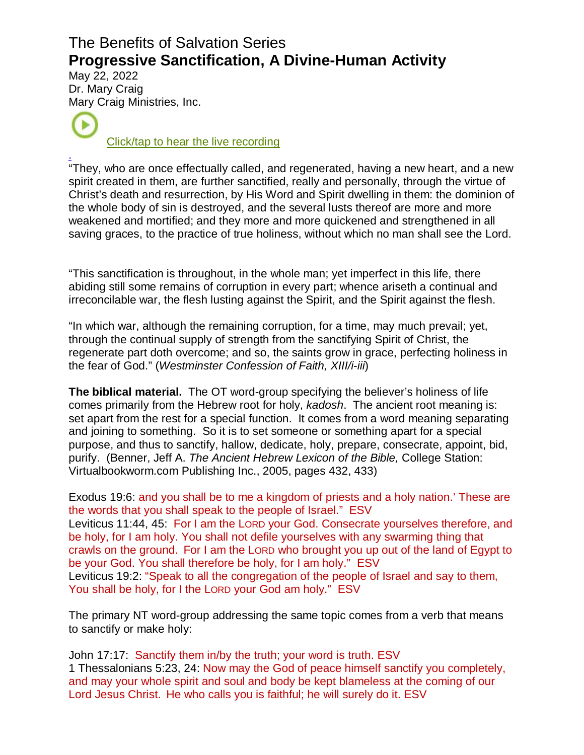# The Benefits of Salvation Series

## Progressive Sanctification, A Divine-Human Activity

May 22, 2022
Dr. Mary Craig
Mary Craig Ministries, Inc.

Click/tap to hear the live recording

.

"They, who are once effectually called, and regenerated, having a new heart, and a new spirit created in them, are further sanctified, really and personally, through the virtue of Christ's death and resurrection, by His Word and Spirit dwelling in them: the dominion of the whole body of sin is destroyed, and the several lusts thereof are more and more weakened and mortified; and they more and more quickened and strengthened in all saving graces, to the practice of true holiness, without which no man shall see the Lord.

"This sanctification is throughout, in the whole man; yet imperfect in this life, there abiding still some remains of corruption in every part; whence ariseth a continual and irreconcilable war, the flesh lusting against the Spirit, and the Spirit against the flesh.

"In which war, although the remaining corruption, for a time, may much prevail; yet, through the continual supply of strength from the sanctifying Spirit of Christ, the regenerate part doth overcome; and so, the saints grow in grace, perfecting holiness in the fear of God." (*Westminster Confession of Faith, XIII/i-iii*)

**The biblical material.** The OT word-group specifying the believer's holiness of life comes primarily from the Hebrew root for holy, *kadosh*. The ancient root meaning is: set apart from the rest for a special function. It comes from a word meaning separating and joining to something. So it is to set someone or something apart for a special purpose, and thus to sanctify, hallow, dedicate, holy, prepare, consecrate, appoint, bid, purify. (Benner, Jeff A. *The Ancient Hebrew Lexicon of the Bible,* College Station: Virtualbookworm.com Publishing Inc., 2005, pages 432, 433)

Exodus 19:6: and you shall be to me a kingdom of priests and a holy nation.' These are the words that you shall speak to the people of Israel." ESV
Leviticus 11:44, 45: For I am the LORD your God. Consecrate yourselves therefore, and be holy, for I am holy. You shall not defile yourselves with any swarming thing that crawls on the ground. For I am the LORD who brought you up out of the land of Egypt to be your God. You shall therefore be holy, for I am holy." ESV
Leviticus 19:2: "Speak to all the congregation of the people of Israel and say to them, You shall be holy, for I the LORD your God am holy." ESV

The primary NT word-group addressing the same topic comes from a verb that means to sanctify or make holy:

John 17:17: Sanctify them in/by the truth; your word is truth. ESV
1 Thessalonians 5:23, 24: Now may the God of peace himself sanctify you completely, and may your whole spirit and soul and body be kept blameless at the coming of our Lord Jesus Christ. He who calls you is faithful; he will surely do it. ESV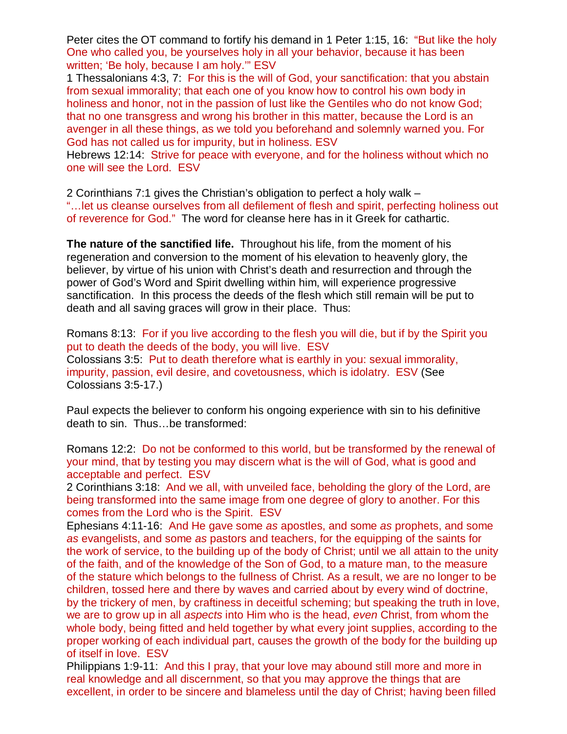Peter cites the OT command to fortify his demand in 1 Peter 1:15, 16: "But like the holy One who called you, be yourselves holy in all your behavior, because it has been written; 'Be holy, because I am holy.'" ESV

1 Thessalonians 4:3, 7: For this is the will of God, your sanctification: that you abstain from sexual immorality; that each one of you know how to control his own body in holiness and honor, not in the passion of lust like the Gentiles who do not know God; that no one transgress and wrong his brother in this matter, because the Lord is an avenger in all these things, as we told you beforehand and solemnly warned you. For God has not called us for impurity, but in holiness. ESV

Hebrews 12:14: Strive for peace with everyone, and for the holiness without which no one will see the Lord. ESV

2 Corinthians 7:1 gives the Christian's obligation to perfect a holy walk – "…let us cleanse ourselves from all defilement of flesh and spirit, perfecting holiness out of reverence for God." The word for cleanse here has in it Greek for cathartic.

**The nature of the sanctified life.** Throughout his life, from the moment of his regeneration and conversion to the moment of his elevation to heavenly glory, the believer, by virtue of his union with Christ's death and resurrection and through the power of God's Word and Spirit dwelling within him, will experience progressive sanctification. In this process the deeds of the flesh which still remain will be put to death and all saving graces will grow in their place. Thus:

Romans 8:13: For if you live according to the flesh you will die, but if by the Spirit you put to death the deeds of the body, you will live. ESV

Colossians 3:5: Put to death therefore what is earthly in you: sexual immorality, impurity, passion, evil desire, and covetousness, which is idolatry. ESV (See Colossians 3:5-17.)

Paul expects the believer to conform his ongoing experience with sin to his definitive death to sin. Thus…be transformed:

Romans 12:2: Do not be conformed to this world, but be transformed by the renewal of your mind, that by testing you may discern what is the will of God, what is good and acceptable and perfect. ESV

2 Corinthians 3:18: And we all, with unveiled face, beholding the glory of the Lord, are being transformed into the same image from one degree of glory to another. For this comes from the Lord who is the Spirit. ESV

Ephesians 4:11-16: And He gave some *as* apostles, and some *as* prophets, and some *as* evangelists, and some *as* pastors and teachers, for the equipping of the saints for the work of service, to the building up of the body of Christ; until we all attain to the unity of the faith, and of the knowledge of the Son of God, to a mature man, to the measure of the stature which belongs to the fullness of Christ. As a result, we are no longer to be children, tossed here and there by waves and carried about by every wind of doctrine, by the trickery of men, by craftiness in deceitful scheming; but speaking the truth in love, we are to grow up in all *aspects* into Him who is the head, *even* Christ, from whom the whole body, being fitted and held together by what every joint supplies, according to the proper working of each individual part, causes the growth of the body for the building up of itself in love. ESV

Philippians 1:9-11: And this I pray, that your love may abound still more and more in real knowledge and all discernment, so that you may approve the things that are excellent, in order to be sincere and blameless until the day of Christ; having been filled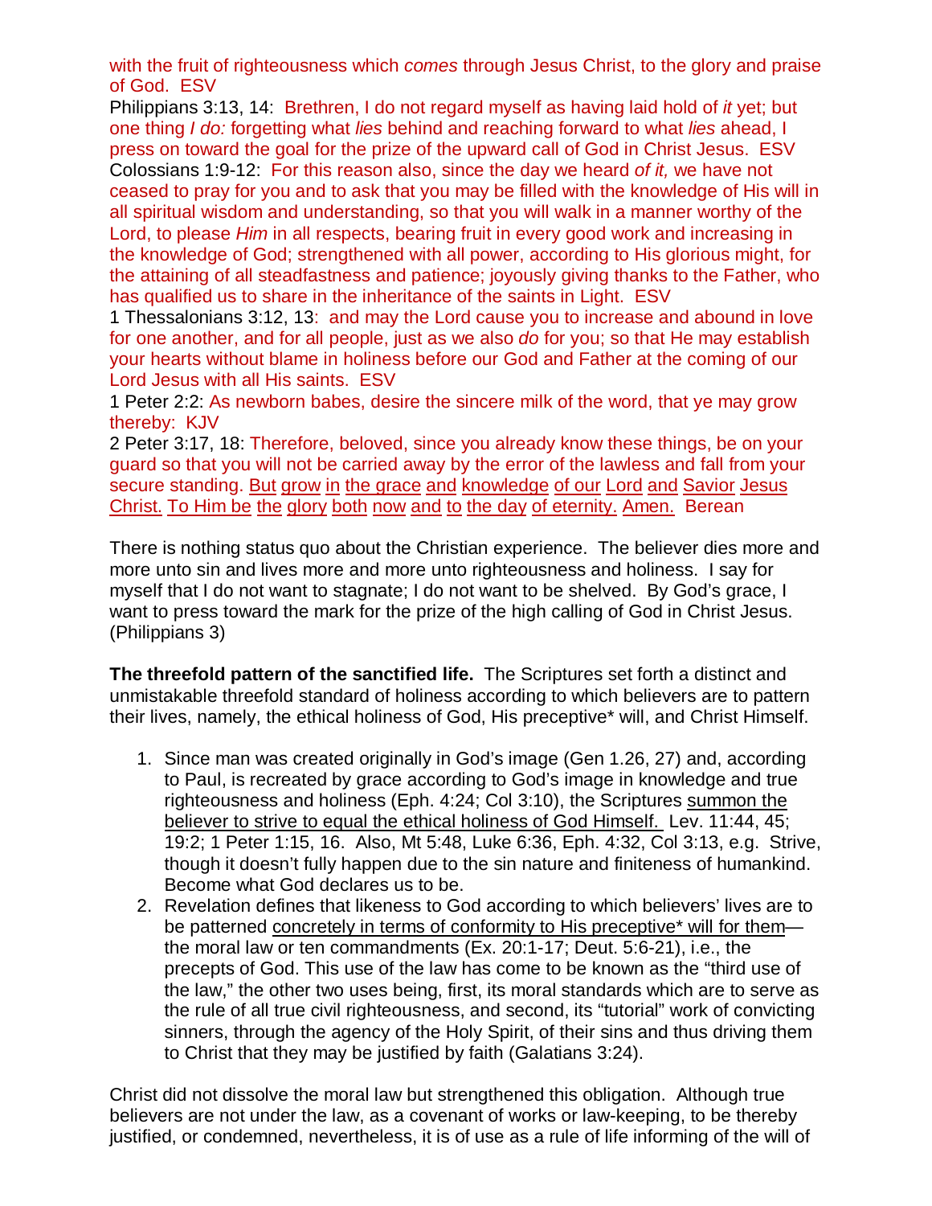with the fruit of righteousness which *comes* through Jesus Christ, to the glory and praise of God. ESV

Philippians 3:13, 14: Brethren, I do not regard myself as having laid hold of *it* yet; but one thing *I do:* forgetting what *lies* behind and reaching forward to what *lies* ahead, I press on toward the goal for the prize of the upward call of God in Christ Jesus. ESV

Colossians 1:9-12: For this reason also, since the day we heard *of it,* we have not ceased to pray for you and to ask that you may be filled with the knowledge of His will in all spiritual wisdom and understanding, so that you will walk in a manner worthy of the Lord, to please *Him* in all respects, bearing fruit in every good work and increasing in the knowledge of God; strengthened with all power, according to His glorious might, for the attaining of all steadfastness and patience; joyously giving thanks to the Father, who has qualified us to share in the inheritance of the saints in Light. ESV

1 Thessalonians 3:12, 13: and may the Lord cause you to increase and abound in love for one another, and for all people, just as we also *do* for you; so that He may establish your hearts without blame in holiness before our God and Father at the coming of our Lord Jesus with all His saints. ESV

1 Peter 2:2: As newborn babes, desire the sincere milk of the word, that ye may grow thereby: KJV

2 Peter 3:17, 18: Therefore, beloved, since you already know these things, be on your guard so that you will not be carried away by the error of the lawless and fall from your secure standing. <u>But grow in the grace and knowledge of our Lord and Savior Jesus Christ. To Him be the glory both now and to the day of eternity. Amen.</u> Berean

There is nothing status quo about the Christian experience. The believer dies more and more unto sin and lives more and more unto righteousness and holiness. I say for myself that I do not want to stagnate; I do not want to be shelved. By God's grace, I want to press toward the mark for the prize of the high calling of God in Christ Jesus. (Philippians 3)

**The threefold pattern of the sanctified life.** The Scriptures set forth a distinct and unmistakable threefold standard of holiness according to which believers are to pattern their lives, namely, the ethical holiness of God, His preceptive* will, and Christ Himself.

1. Since man was created originally in God's image (Gen 1.26, 27) and, according to Paul, is recreated by grace according to God's image in knowledge and true righteousness and holiness (Eph. 4:24; Col 3:10), the Scriptures <u>summon the believer to strive to equal the ethical holiness of God Himself.</u> Lev. 11:44, 45; 19:2; 1 Peter 1:15, 16. Also, Mt 5:48, Luke 6:36, Eph. 4:32, Col 3:13, e.g. Strive, though it doesn't fully happen due to the sin nature and finiteness of humankind. Become what God declares us to be.
2. Revelation defines that likeness to God according to which believers' lives are to be patterned <u>concretely in terms of conformity to His preceptive* will for them</u>—the moral law or ten commandments (Ex. 20:1-17; Deut. 5:6-21), i.e., the precepts of God. This use of the law has come to be known as the "third use of the law," the other two uses being, first, its moral standards which are to serve as the rule of all true civil righteousness, and second, its "tutorial" work of convicting sinners, through the agency of the Holy Spirit, of their sins and thus driving them to Christ that they may be justified by faith (Galatians 3:24).

Christ did not dissolve the moral law but strengthened this obligation. Although true believers are not under the law, as a covenant of works or law-keeping, to be thereby justified, or condemned, nevertheless, it is of use as a rule of life informing of the will of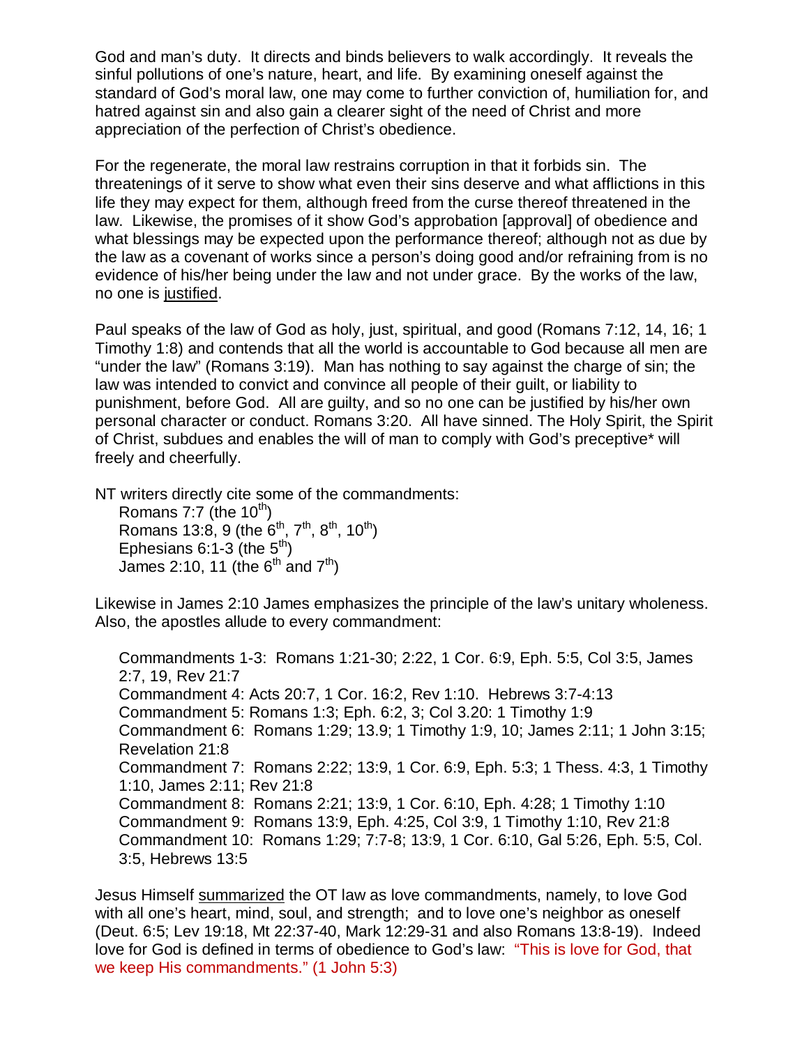God and man's duty. It directs and binds believers to walk accordingly. It reveals the sinful pollutions of one's nature, heart, and life. By examining oneself against the standard of God's moral law, one may come to further conviction of, humiliation for, and hatred against sin and also gain a clearer sight of the need of Christ and more appreciation of the perfection of Christ's obedience.

For the regenerate, the moral law restrains corruption in that it forbids sin. The threatenings of it serve to show what even their sins deserve and what afflictions in this life they may expect for them, although freed from the curse thereof threatened in the law. Likewise, the promises of it show God's approbation [approval] of obedience and what blessings may be expected upon the performance thereof; although not as due by the law as a covenant of works since a person's doing good and/or refraining from is no evidence of his/her being under the law and not under grace. By the works of the law, no one is justified.

Paul speaks of the law of God as holy, just, spiritual, and good (Romans 7:12, 14, 16; 1 Timothy 1:8) and contends that all the world is accountable to God because all men are "under the law" (Romans 3:19). Man has nothing to say against the charge of sin; the law was intended to convict and convince all people of their guilt, or liability to punishment, before God. All are guilty, and so no one can be justified by his/her own personal character or conduct. Romans 3:20. All have sinned. The Holy Spirit, the Spirit of Christ, subdues and enables the will of man to comply with God's preceptive* will freely and cheerfully.

NT writers directly cite some of the commandments:

- Romans 7:7 (the 10th)
- Romans 13:8, 9 (the 6th, 7th, 8th, 10th)
- Ephesians 6:1-3 (the 5th)
- James 2:10, 11 (the 6th and 7th)

Likewise in James 2:10 James emphasizes the principle of the law's unitary wholeness. Also, the apostles allude to every commandment:

- Commandments 1-3: Romans 1:21-30; 2:22, 1 Cor. 6:9, Eph. 5:5, Col 3:5, James 2:7, 19, Rev 21:7
- Commandment 4: Acts 20:7, 1 Cor. 16:2, Rev 1:10. Hebrews 3:7-4:13
- Commandment 5: Romans 1:3; Eph. 6:2, 3; Col 3.20: 1 Timothy 1:9
- Commandment 6: Romans 1:29; 13.9; 1 Timothy 1:9, 10; James 2:11; 1 John 3:15; Revelation 21:8
- Commandment 7: Romans 2:22; 13:9, 1 Cor. 6:9, Eph. 5:3; 1 Thess. 4:3, 1 Timothy 1:10, James 2:11; Rev 21:8
- Commandment 8: Romans 2:21; 13:9, 1 Cor. 6:10, Eph. 4:28; 1 Timothy 1:10
- Commandment 9: Romans 13:9, Eph. 4:25, Col 3:9, 1 Timothy 1:10, Rev 21:8
- Commandment 10: Romans 1:29; 7:7-8; 13:9, 1 Cor. 6:10, Gal 5:26, Eph. 5:5, Col. 3:5, Hebrews 13:5

Jesus Himself summarized the OT law as love commandments, namely, to love God with all one's heart, mind, soul, and strength; and to love one's neighbor as oneself (Deut. 6:5; Lev 19:18, Mt 22:37-40, Mark 12:29-31 and also Romans 13:8-19). Indeed love for God is defined in terms of obedience to God's law: "This is love for God, that we keep His commandments." (1 John 5:3)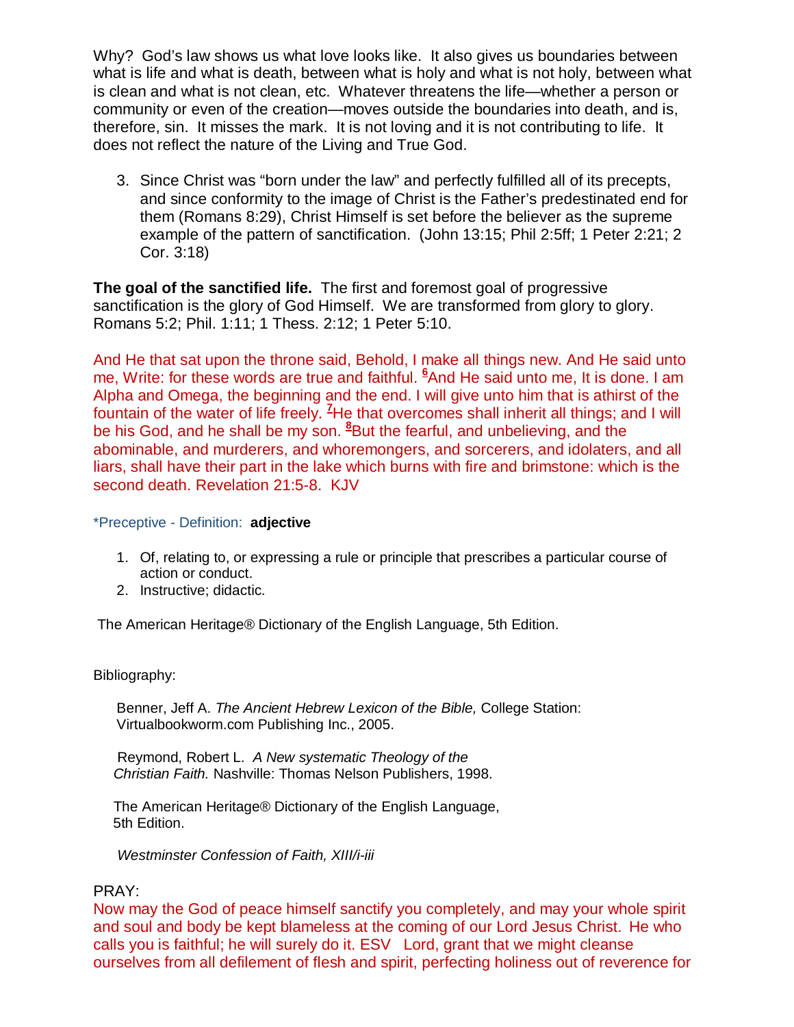Why? God's law shows us what love looks like. It also gives us boundaries between what is life and what is death, between what is holy and what is not holy, between what is clean and what is not clean, etc. Whatever threatens the life—whether a person or community or even of the creation—moves outside the boundaries into death, and is, therefore, sin. It misses the mark. It is not loving and it is not contributing to life. It does not reflect the nature of the Living and True God.

3. Since Christ was "born under the law" and perfectly fulfilled all of its precepts, and since conformity to the image of Christ is the Father's predestinated end for them (Romans 8:29), Christ Himself is set before the believer as the supreme example of the pattern of sanctification. (John 13:15; Phil 2:5ff; 1 Peter 2:21; 2 Cor. 3:18)

**The goal of the sanctified life.** The first and foremost goal of progressive sanctification is the glory of God Himself. We are transformed from glory to glory. Romans 5:2; Phil. 1:11; 1 Thess. 2:12; 1 Peter 5:10.

And He that sat upon the throne said, Behold, I make all things new. And He said unto me, Write: for these words are true and faithful. [6]And He said unto me, It is done. I am Alpha and Omega, the beginning and the end. I will give unto him that is athirst of the fountain of the water of life freely. [7]He that overcomes shall inherit all things; and I will be his God, and he shall be my son. [8]But the fearful, and unbelieving, and the abominable, and murderers, and whoremongers, and sorcerers, and idolaters, and all liars, shall have their part in the lake which burns with fire and brimstone: which is the second death. Revelation 21:5-8. KJV

*Preceptive - Definition: **adjective**

1. Of, relating to, or expressing a rule or principle that prescribes a particular course of action or conduct.
2. Instructive; didactic.

The American Heritage® Dictionary of the English Language, 5th Edition.

Bibliography:

Benner, Jeff A. *The Ancient Hebrew Lexicon of the Bible,* College Station: Virtualbookworm.com Publishing Inc., 2005.

Reymond, Robert L. *A New systematic Theology of the Christian Faith.* Nashville: Thomas Nelson Publishers, 1998.

The American Heritage® Dictionary of the English Language, 5th Edition.

*Westminster Confession of Faith, XIII/i-iii*

PRAY:
Now may the God of peace himself sanctify you completely, and may your whole spirit and soul and body be kept blameless at the coming of our Lord Jesus Christ. He who calls you is faithful; he will surely do it. ESV Lord, grant that we might cleanse ourselves from all defilement of flesh and spirit, perfecting holiness out of reverence for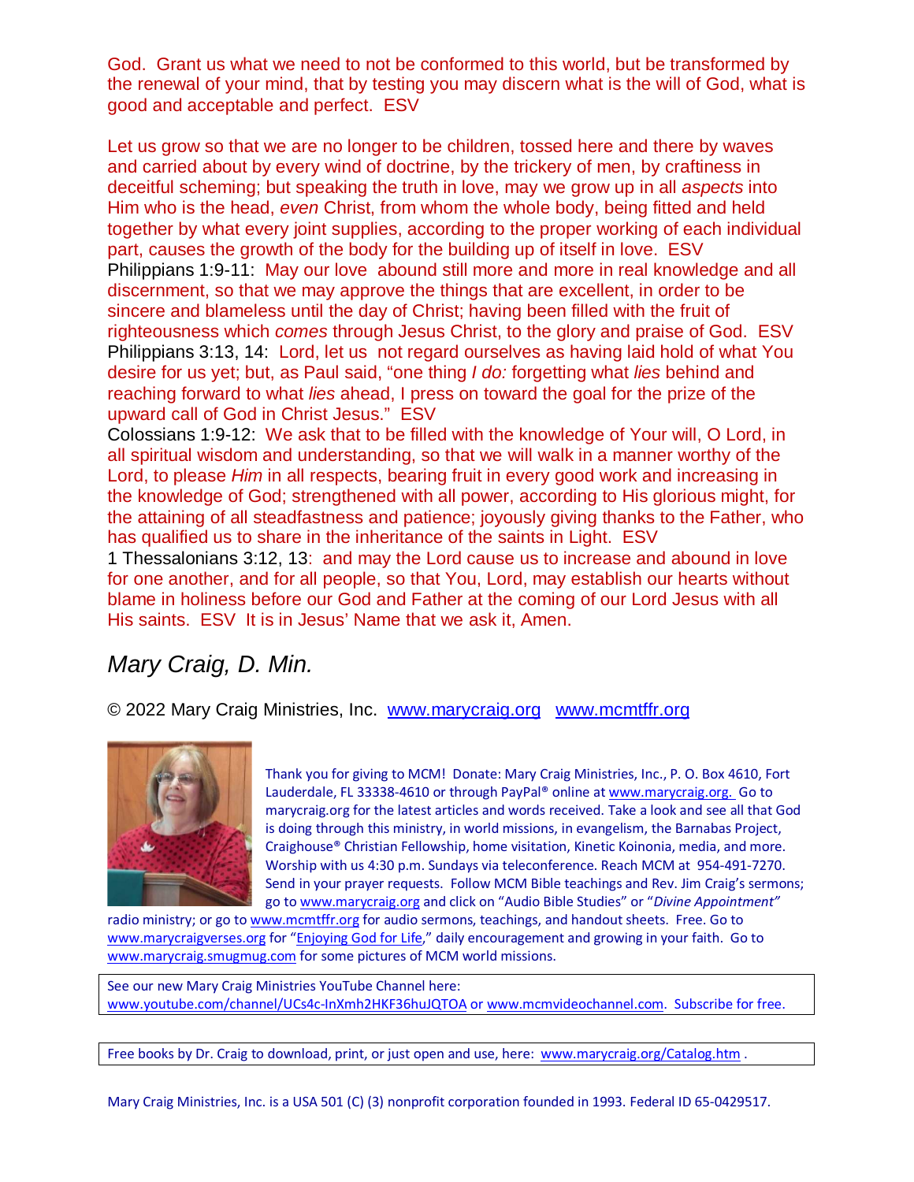God. Grant us what we need to not be conformed to this world, but be transformed by the renewal of your mind, that by testing you may discern what is the will of God, what is good and acceptable and perfect. ESV

Let us grow so that we are no longer to be children, tossed here and there by waves and carried about by every wind of doctrine, by the trickery of men, by craftiness in deceitful scheming; but speaking the truth in love, may we grow up in all *aspects* into Him who is the head, *even* Christ, from whom the whole body, being fitted and held together by what every joint supplies, according to the proper working of each individual part, causes the growth of the body for the building up of itself in love. ESV

Philippians 1:9-11: May our love abound still more and more in real knowledge and all discernment, so that we may approve the things that are excellent, in order to be sincere and blameless until the day of Christ; having been filled with the fruit of righteousness which *comes* through Jesus Christ, to the glory and praise of God. ESV

Philippians 3:13, 14: Lord, let us not regard ourselves as having laid hold of what You desire for us yet; but, as Paul said, "one thing *I do:* forgetting what *lies* behind and reaching forward to what *lies* ahead, I press on toward the goal for the prize of the upward call of God in Christ Jesus." ESV

Colossians 1:9-12: We ask that to be filled with the knowledge of Your will, O Lord, in all spiritual wisdom and understanding, so that we will walk in a manner worthy of the Lord, to please *Him* in all respects, bearing fruit in every good work and increasing in the knowledge of God; strengthened with all power, according to His glorious might, for the attaining of all steadfastness and patience; joyously giving thanks to the Father, who has qualified us to share in the inheritance of the saints in Light. ESV

1 Thessalonians 3:12, 13: and may the Lord cause us to increase and abound in love for one another, and for all people, so that You, Lord, may establish our hearts without blame in holiness before our God and Father at the coming of our Lord Jesus with all His saints. ESV It is in Jesus' Name that we ask it, Amen.

*Mary Craig, D. Min.*

© 2022 Mary Craig Ministries, Inc. www.marycraig.org www.mcmtffr.org

Thank you for giving to MCM! Donate: Mary Craig Ministries, Inc., P. O. Box 4610, Fort Lauderdale, FL 33338-4610 or through PayPal® online at www.marycraig.org. Go to marycraig.org for the latest articles and words received. Take a look and see all that God is doing through this ministry, in world missions, in evangelism, the Barnabas Project, Craighouse® Christian Fellowship, home visitation, Kinetic Koinonia, media, and more. Worship with us 4:30 p.m. Sundays via teleconference. Reach MCM at 954-491-7270. Send in your prayer requests. Follow MCM Bible teachings and Rev. Jim Craig's sermons; go to www.marycraig.org and click on "Audio Bible Studies" or "*Divine Appointment"* radio ministry; or go to www.mcmtffr.org for audio sermons, teachings, and handout sheets. Free. Go to www.marycraigverses.org for "Enjoying God for Life," daily encouragement and growing in your faith. Go to www.marycraig.smugmug.com for some pictures of MCM world missions.

See our new Mary Craig Ministries YouTube Channel here: www.youtube.com/channel/UCs4c-InXmh2HKF36huJQTOA or www.mcmvideochannel.com. Subscribe for free.

Free books by Dr. Craig to download, print, or just open and use, here: www.marycraig.org/Catalog.htm .

Mary Craig Ministries, Inc. is a USA 501 (C) (3) nonprofit corporation founded in 1993. Federal ID 65-0429517.